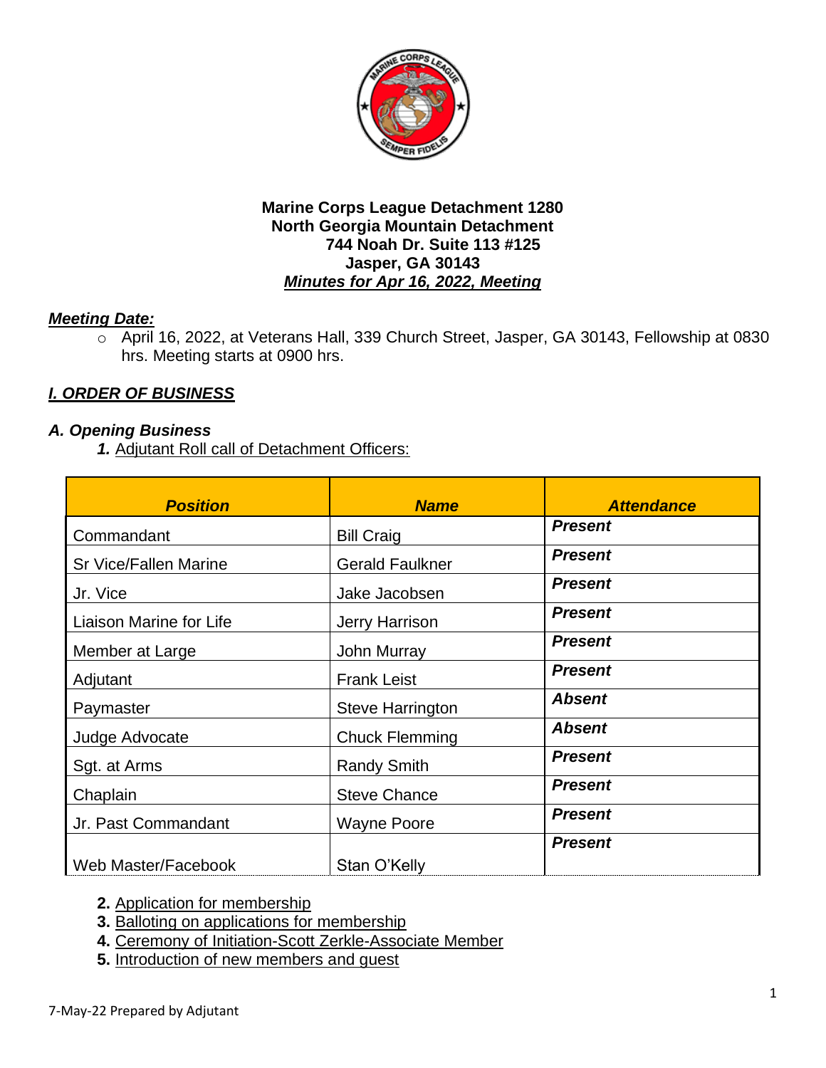**Marine Corps League Detachment 1280**
**North Georgia Mountain Detachment**
**744 Noah Dr. Suite 113 #125**
**Jasper, GA 30143**
***Minutes for Apr 16, 2022, Meeting***

***Meeting Date:***

- April 16, 2022, at Veterans Hall, 339 Church Street, Jasper, GA 30143, Fellowship at 0830 hrs. Meeting starts at 0900 hrs.

## *I. ORDER OF BUSINESS*

### *A. Opening Business*

***1.*** Adjutant Roll call of Detachment Officers:

| *Position* | *Name* | *Attendance* |
|---|---|---|
| Commandant | Bill Craig | ***Present*** |
| Sr Vice/Fallen Marine | Gerald Faulkner | ***Present*** |
| Jr. Vice | Jake Jacobsen | ***Present*** |
| Liaison Marine for Life | Jerry Harrison | ***Present*** |
| Member at Large | John Murray | ***Present*** |
| Adjutant | Frank Leist | ***Present*** |
| Paymaster | Steve Harrington | ***Absent*** |
| Judge Advocate | Chuck Flemming | ***Absent*** |
| Sgt. at Arms | Randy Smith | ***Present*** |
| Chaplain | Steve Chance | ***Present*** |
| Jr. Past Commandant | Wayne Poore | ***Present*** |
| Web Master/Facebook | Stan O'Kelly | ***Present*** |

**2.** Application for membership
**3.** Balloting on applications for membership
**4.** Ceremony of Initiation-Scott Zerkle-Associate Member
**5.** Introduction of new members and guest

7-May-22 Prepared by Adjutant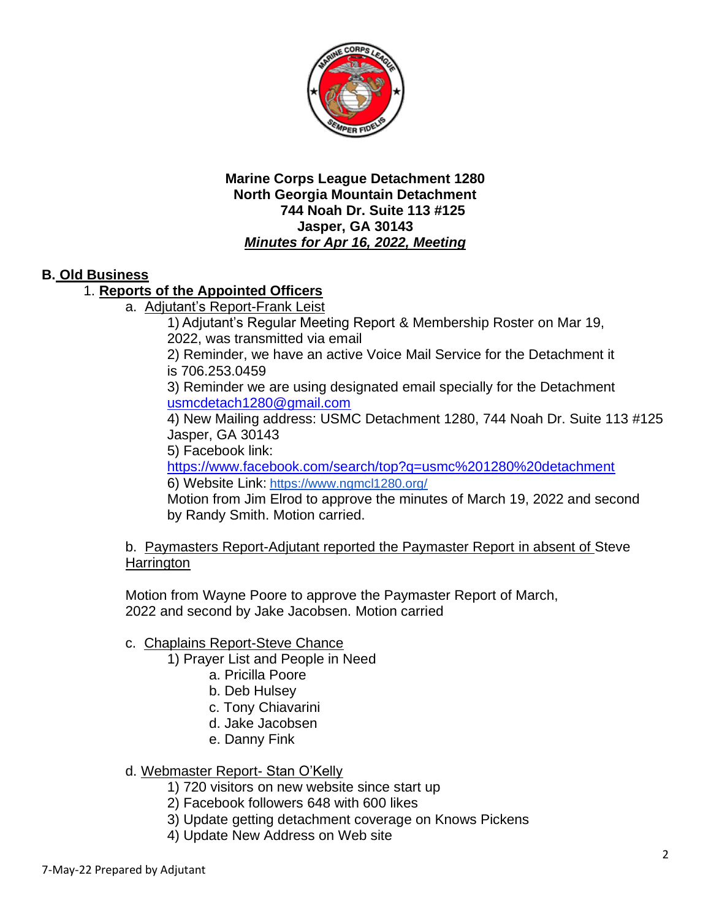**Marine Corps League Detachment 1280**
**North Georgia Mountain Detachment**
**744 Noah Dr. Suite 113 #125**
**Jasper, GA 30143**
***Minutes for Apr 16, 2022, Meeting***

## B. Old Business

### 1. Reports of the Appointed Officers

a. Adjutant's Report-Frank Leist

1) Adjutant's Regular Meeting Report & Membership Roster on Mar 19, 2022, was transmitted via email

2) Reminder, we have an active Voice Mail Service for the Detachment it is 706.253.0459

3) Reminder we are using designated email specially for the Detachment usmcdetach1280@gmail.com

4) New Mailing address: USMC Detachment 1280, 744 Noah Dr. Suite 113 #125 Jasper, GA 30143

5) Facebook link: https://www.facebook.com/search/top?q=usmc%201280%20detachment

6) Website Link: https://www.ngmcl1280.org/

Motion from Jim Elrod to approve the minutes of March 19, 2022 and second by Randy Smith. Motion carried.

b. Paymasters Report-Adjutant reported the Paymaster Report in absent of Steve Harrington

Motion from Wayne Poore to approve the Paymaster Report of March, 2022 and second by Jake Jacobsen. Motion carried

c. Chaplains Report-Steve Chance

1) Prayer List and People in Need
   - a. Pricilla Poore
   - b. Deb Hulsey
   - c. Tony Chiavarini
   - d. Jake Jacobsen
   - e. Danny Fink

d. Webmaster Report- Stan O'Kelly

1) 720 visitors on new website since start up

2) Facebook followers 648 with 600 likes

3) Update getting detachment coverage on Knows Pickens

4) Update New Address on Web site

7-May-22 Prepared by Adjutant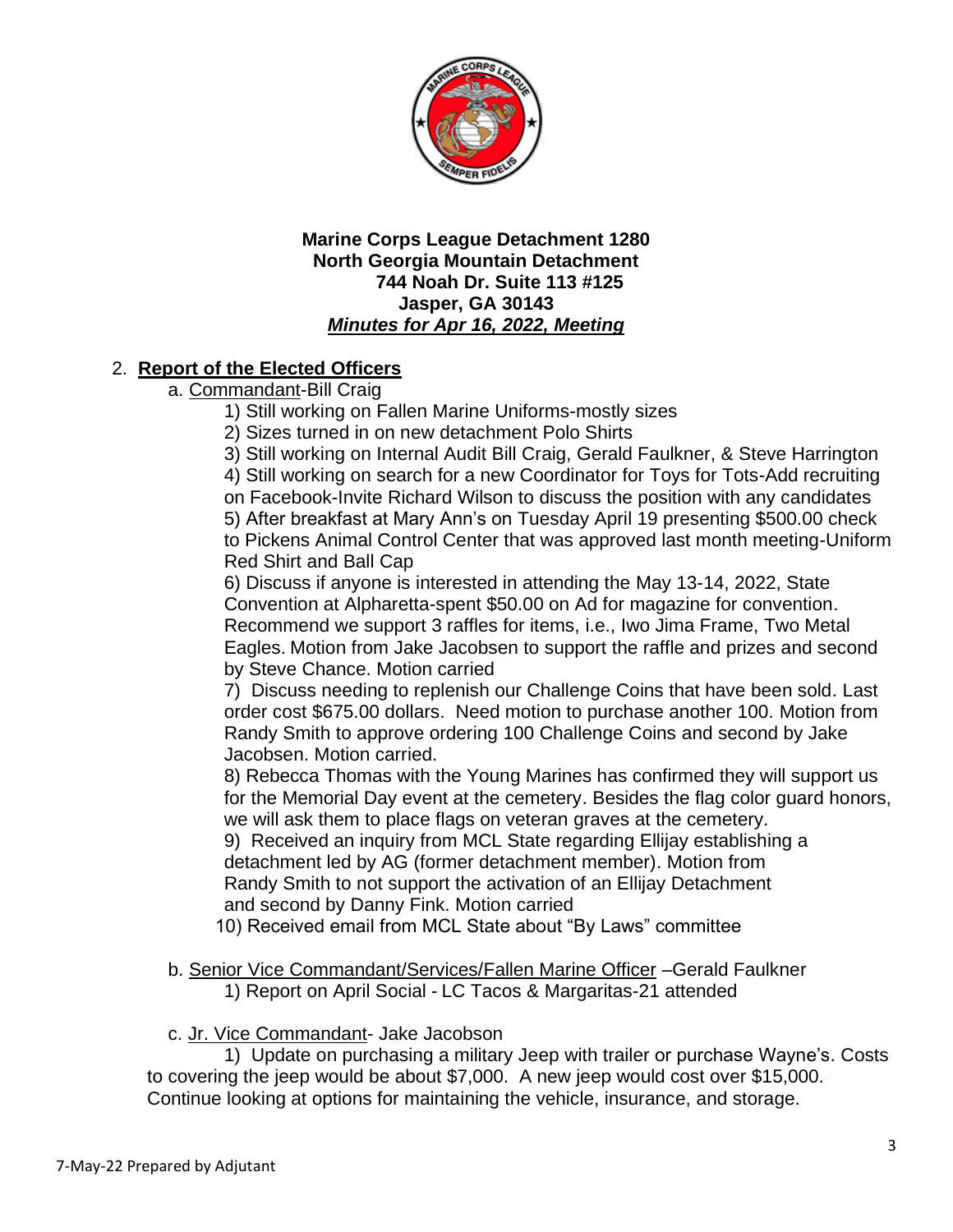**Marine Corps League Detachment 1280**
**North Georgia Mountain Detachment**
**744 Noah Dr. Suite 113 #125**
**Jasper, GA 30143**
***Minutes for Apr 16, 2022, Meeting***

2. **Report of the Elected Officers**
   a. Commandant-Bill Craig
      1) Still working on Fallen Marine Uniforms-mostly sizes
      2) Sizes turned in on new detachment Polo Shirts
      3) Still working on Internal Audit Bill Craig, Gerald Faulkner, & Steve Harrington
      4) Still working on search for a new Coordinator for Toys for Tots-Add recruiting on Facebook-Invite Richard Wilson to discuss the position with any candidates
      5) After breakfast at Mary Ann's on Tuesday April 19 presenting $500.00 check to Pickens Animal Control Center that was approved last month meeting-Uniform Red Shirt and Ball Cap
      6) Discuss if anyone is interested in attending the May 13-14, 2022, State Convention at Alpharetta-spent $50.00 on Ad for magazine for convention. Recommend we support 3 raffles for items, i.e., Iwo Jima Frame, Two Metal Eagles. Motion from Jake Jacobsen to support the raffle and prizes and second by Steve Chance. Motion carried
      7) Discuss needing to replenish our Challenge Coins that have been sold. Last order cost $675.00 dollars. Need motion to purchase another 100. Motion from Randy Smith to approve ordering 100 Challenge Coins and second by Jake Jacobsen. Motion carried.
      8) Rebecca Thomas with the Young Marines has confirmed they will support us for the Memorial Day event at the cemetery. Besides the flag color guard honors, we will ask them to place flags on veteran graves at the cemetery.
      9) Received an inquiry from MCL State regarding Ellijay establishing a detachment led by AG (former detachment member). Motion from Randy Smith to not support the activation of an Ellijay Detachment and second by Danny Fink. Motion carried
      10) Received email from MCL State about "By Laws" committee

   b. Senior Vice Commandant/Services/Fallen Marine Officer –Gerald Faulkner
      1) Report on April Social - LC Tacos & Margaritas-21 attended

   c. Jr. Vice Commandant- Jake Jacobson
      1) Update on purchasing a military Jeep with trailer or purchase Wayne's. Costs to covering the jeep would be about $7,000. A new jeep would cost over $15,000. Continue looking at options for maintaining the vehicle, insurance, and storage.

7-May-22 Prepared by Adjutant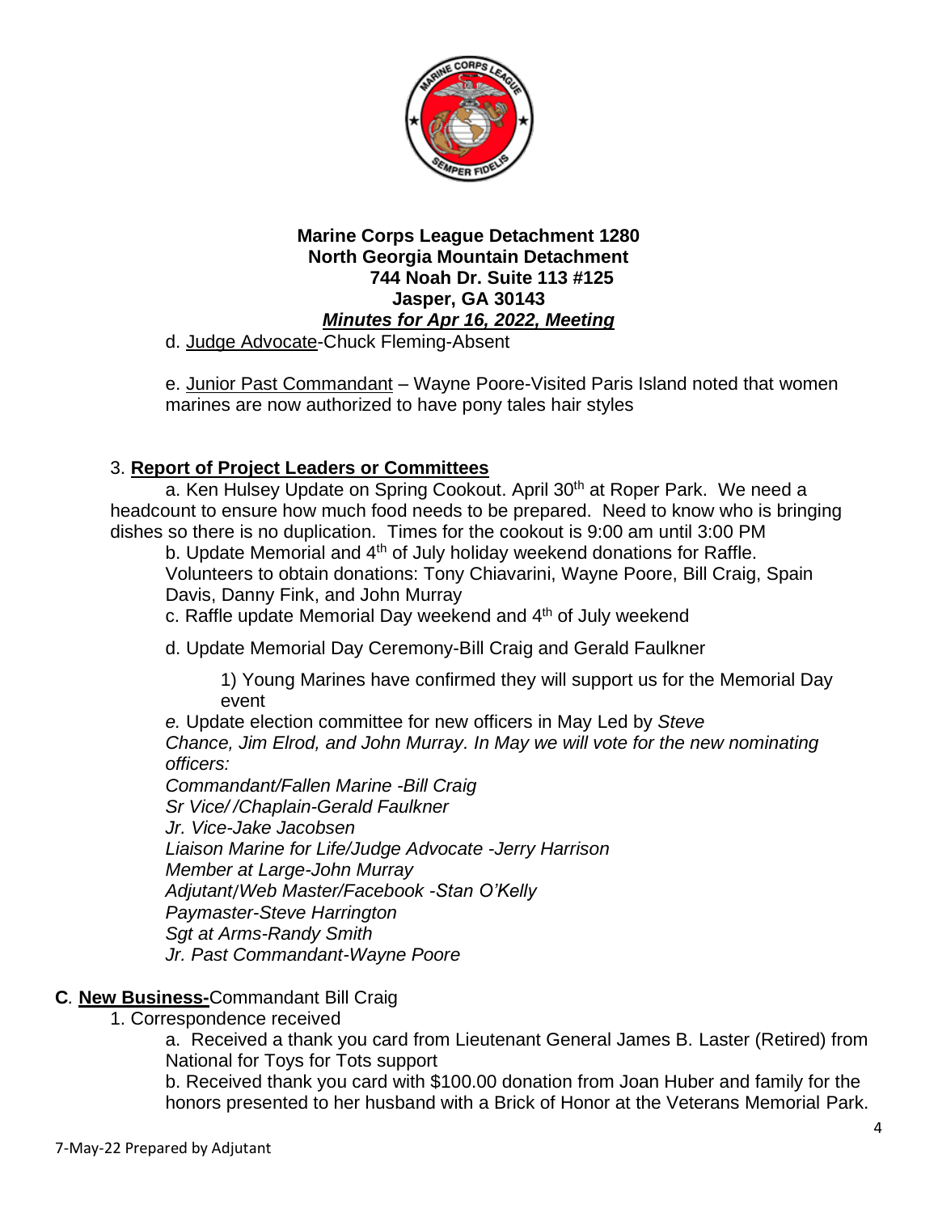**Marine Corps League Detachment 1280**
**North Georgia Mountain Detachment**
**744 Noah Dr. Suite 113 #125**
**Jasper, GA 30143**
***Minutes for Apr 16, 2022, Meeting***

d. Judge Advocate-Chuck Fleming-Absent

e. Junior Past Commandant – Wayne Poore-Visited Paris Island noted that women marines are now authorized to have pony tales hair styles

3. **Report of Project Leaders or Committees**

a. Ken Hulsey Update on Spring Cookout. April 30th at Roper Park. We need a headcount to ensure how much food needs to be prepared. Need to know who is bringing dishes so there is no duplication. Times for the cookout is 9:00 am until 3:00 PM

b. Update Memorial and 4th of July holiday weekend donations for Raffle. Volunteers to obtain donations: Tony Chiavarini, Wayne Poore, Bill Craig, Spain Davis, Danny Fink, and John Murray

c. Raffle update Memorial Day weekend and 4th of July weekend

d. Update Memorial Day Ceremony-Bill Craig and Gerald Faulkner

1) Young Marines have confirmed they will support us for the Memorial Day event

*e.* Update election committee for new officers in May Led by *Steve Chance, Jim Elrod, and John Murray. In May we will vote for the new nominating officers:*

*Commandant/Fallen Marine -Bill Craig*
*Sr Vice/ /Chaplain-Gerald Faulkner*
*Jr. Vice-Jake Jacobsen*
*Liaison Marine for Life/Judge Advocate -Jerry Harrison*
*Member at Large-John Murray*
*Adjutant/Web Master/Facebook -Stan O'Kelly*
*Paymaster-Steve Harrington*
*Sgt at Arms-Randy Smith*
*Jr. Past Commandant-Wayne Poore*

**C*.* New Business-**Commandant Bill Craig

1. Correspondence received

a. Received a thank you card from Lieutenant General James B. Laster (Retired) from National for Toys for Tots support

b. Received thank you card with $100.00 donation from Joan Huber and family for the honors presented to her husband with a Brick of Honor at the Veterans Memorial Park.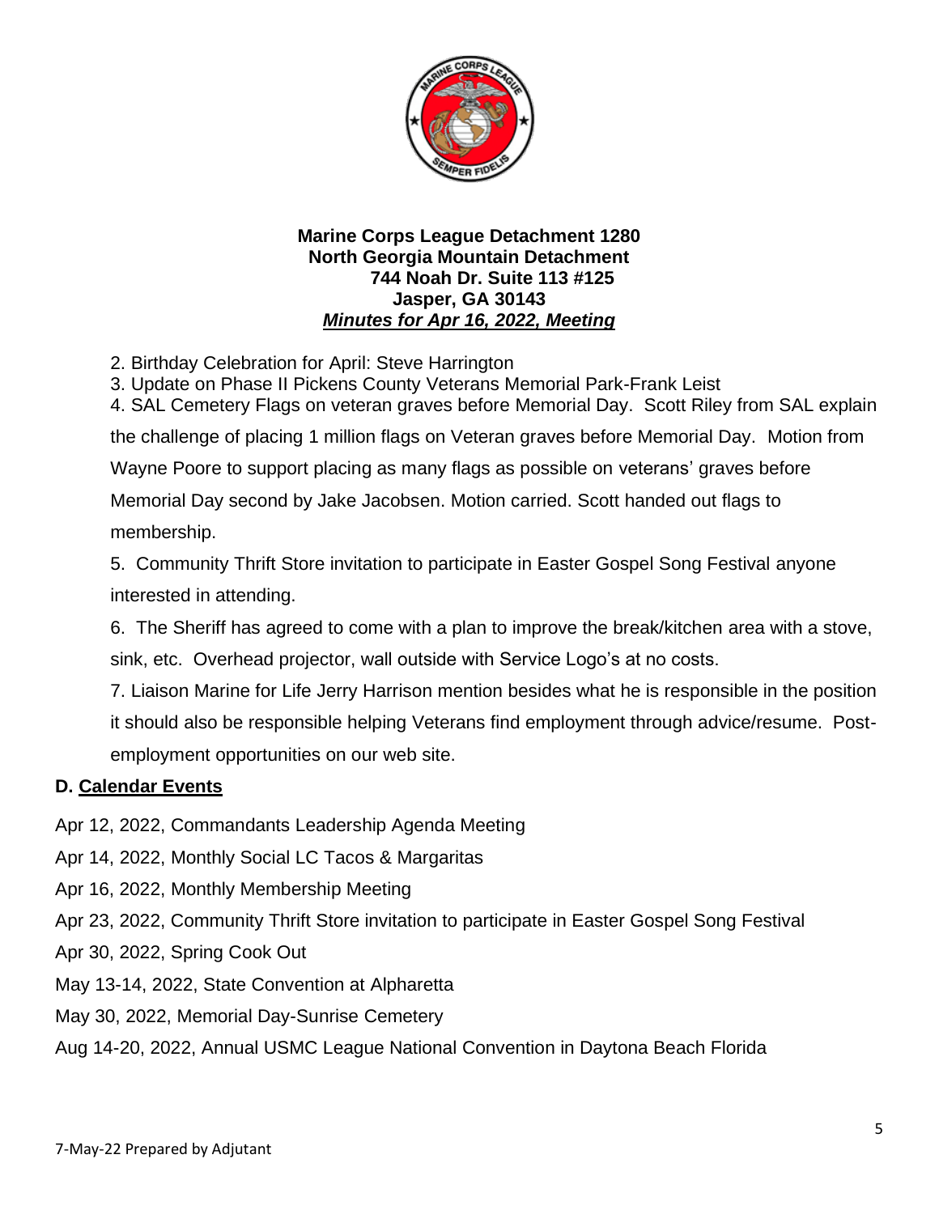**Marine Corps League Detachment 1280**
**North Georgia Mountain Detachment**
**744 Noah Dr. Suite 113 #125**
**Jasper, GA 30143**
***Minutes for Apr 16, 2022, Meeting***

2. Birthday Celebration for April: Steve Harrington
3. Update on Phase II Pickens County Veterans Memorial Park-Frank Leist
4. SAL Cemetery Flags on veteran graves before Memorial Day. Scott Riley from SAL explain the challenge of placing 1 million flags on Veteran graves before Memorial Day. Motion from Wayne Poore to support placing as many flags as possible on veterans' graves before Memorial Day second by Jake Jacobsen. Motion carried. Scott handed out flags to membership.
5. Community Thrift Store invitation to participate in Easter Gospel Song Festival anyone interested in attending.
6. The Sheriff has agreed to come with a plan to improve the break/kitchen area with a stove, sink, etc. Overhead projector, wall outside with Service Logo's at no costs.
7. Liaison Marine for Life Jerry Harrison mention besides what he is responsible in the position it should also be responsible helping Veterans find employment through advice/resume. Post-employment opportunities on our web site.

## D. Calendar Events

Apr 12, 2022, Commandants Leadership Agenda Meeting

Apr 14, 2022, Monthly Social LC Tacos & Margaritas

Apr 16, 2022, Monthly Membership Meeting

Apr 23, 2022, Community Thrift Store invitation to participate in Easter Gospel Song Festival

Apr 30, 2022, Spring Cook Out

May 13-14, 2022, State Convention at Alpharetta

May 30, 2022, Memorial Day-Sunrise Cemetery

Aug 14-20, 2022, Annual USMC League National Convention in Daytona Beach Florida